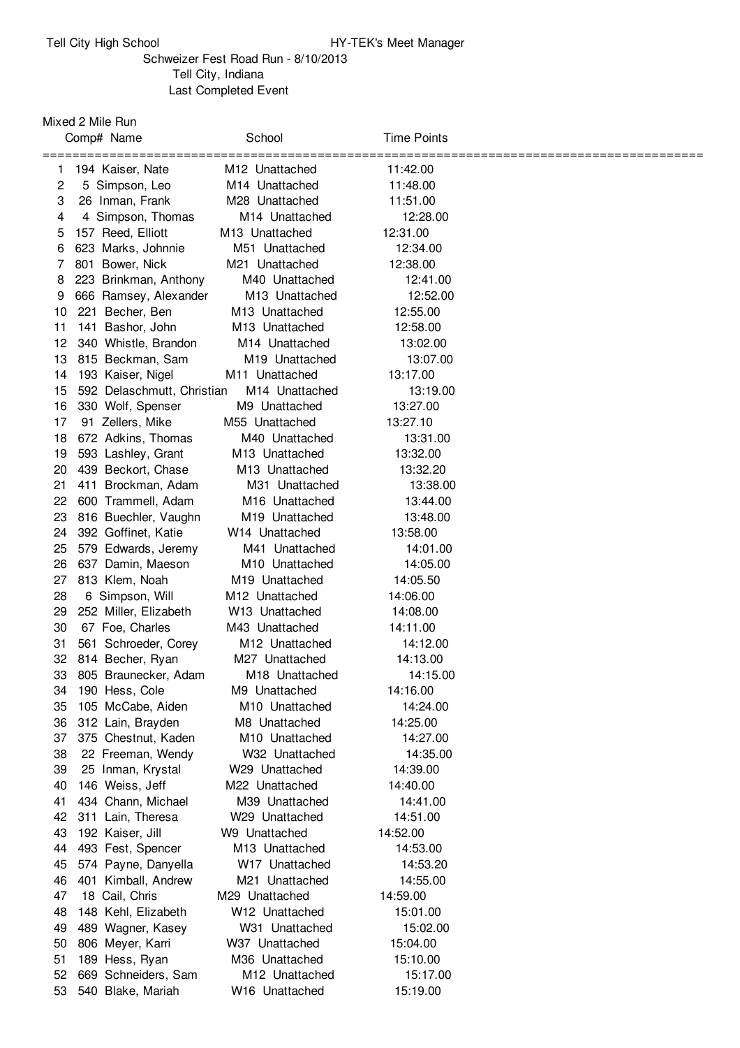Tell City High School — HY-TEK's Meet Manager

Schweizer Fest Road Run - 8/10/2013

Tell City, Indiana

Last Completed Event

## Mixed 2 Mile Run

| | Comp# | Name | | School | Time | Points |
|---|---|---|---|---|---|---|
| 1 | 194 | Kaiser, Nate | M12 | Unattached | 11:42.00 | |
| 2 | 5 | Simpson, Leo | M14 | Unattached | 11:48.00 | |
| 3 | 26 | Inman, Frank | M28 | Unattached | 11:51.00 | |
| 4 | 4 | Simpson, Thomas | M14 | Unattached | 12:28.00 | |
| 5 | 157 | Reed, Elliott | M13 | Unattached | 12:31.00 | |
| 6 | 623 | Marks, Johnnie | M51 | Unattached | 12:34.00 | |
| 7 | 801 | Bower, Nick | M21 | Unattached | 12:38.00 | |
| 8 | 223 | Brinkman, Anthony | M40 | Unattached | 12:41.00 | |
| 9 | 666 | Ramsey, Alexander | M13 | Unattached | 12:52.00 | |
| 10 | 221 | Becher, Ben | M13 | Unattached | 12:55.00 | |
| 11 | 141 | Bashor, John | M13 | Unattached | 12:58.00 | |
| 12 | 340 | Whistle, Brandon | M14 | Unattached | 13:02.00 | |
| 13 | 815 | Beckman, Sam | M19 | Unattached | 13:07.00 | |
| 14 | 193 | Kaiser, Nigel | M11 | Unattached | 13:17.00 | |
| 15 | 592 | Delaschmutt, Christian | M14 | Unattached | 13:19.00 | |
| 16 | 330 | Wolf, Spenser | M9 | Unattached | 13:27.00 | |
| 17 | 91 | Zellers, Mike | M55 | Unattached | 13:27.10 | |
| 18 | 672 | Adkins, Thomas | M40 | Unattached | 13:31.00 | |
| 19 | 593 | Lashley, Grant | M13 | Unattached | 13:32.00 | |
| 20 | 439 | Beckort, Chase | M13 | Unattached | 13:32.20 | |
| 21 | 411 | Brockman, Adam | M31 | Unattached | 13:38.00 | |
| 22 | 600 | Trammell, Adam | M16 | Unattached | 13:44.00 | |
| 23 | 816 | Buechler, Vaughn | M19 | Unattached | 13:48.00 | |
| 24 | 392 | Goffinet, Katie | W14 | Unattached | 13:58.00 | |
| 25 | 579 | Edwards, Jeremy | M41 | Unattached | 14:01.00 | |
| 26 | 637 | Damin, Maeson | M10 | Unattached | 14:05.00 | |
| 27 | 813 | Klem, Noah | M19 | Unattached | 14:05.50 | |
| 28 | 6 | Simpson, Will | M12 | Unattached | 14:06.00 | |
| 29 | 252 | Miller, Elizabeth | W13 | Unattached | 14:08.00 | |
| 30 | 67 | Foe, Charles | M43 | Unattached | 14:11.00 | |
| 31 | 561 | Schroeder, Corey | M12 | Unattached | 14:12.00 | |
| 32 | 814 | Becher, Ryan | M27 | Unattached | 14:13.00 | |
| 33 | 805 | Braunecker, Adam | M18 | Unattached | 14:15.00 | |
| 34 | 190 | Hess, Cole | M9 | Unattached | 14:16.00 | |
| 35 | 105 | McCabe, Aiden | M10 | Unattached | 14:24.00 | |
| 36 | 312 | Lain, Brayden | M8 | Unattached | 14:25.00 | |
| 37 | 375 | Chestnut, Kaden | M10 | Unattached | 14:27.00 | |
| 38 | 22 | Freeman, Wendy | W32 | Unattached | 14:35.00 | |
| 39 | 25 | Inman, Krystal | W29 | Unattached | 14:39.00 | |
| 40 | 146 | Weiss, Jeff | M22 | Unattached | 14:40.00 | |
| 41 | 434 | Chann, Michael | M39 | Unattached | 14:41.00 | |
| 42 | 311 | Lain, Theresa | W29 | Unattached | 14:51.00 | |
| 43 | 192 | Kaiser, Jill | W9 | Unattached | 14:52.00 | |
| 44 | 493 | Fest, Spencer | M13 | Unattached | 14:53.00 | |
| 45 | 574 | Payne, Danyella | W17 | Unattached | 14:53.20 | |
| 46 | 401 | Kimball, Andrew | M21 | Unattached | 14:55.00 | |
| 47 | 18 | Cail, Chris | M29 | Unattached | 14:59.00 | |
| 48 | 148 | Kehl, Elizabeth | W12 | Unattached | 15:01.00 | |
| 49 | 489 | Wagner, Kasey | W31 | Unattached | 15:02.00 | |
| 50 | 806 | Meyer, Karri | W37 | Unattached | 15:04.00 | |
| 51 | 189 | Hess, Ryan | M36 | Unattached | 15:10.00 | |
| 52 | 669 | Schneiders, Sam | M12 | Unattached | 15:17.00 | |
| 53 | 540 | Blake, Mariah | W16 | Unattached | 15:19.00 | |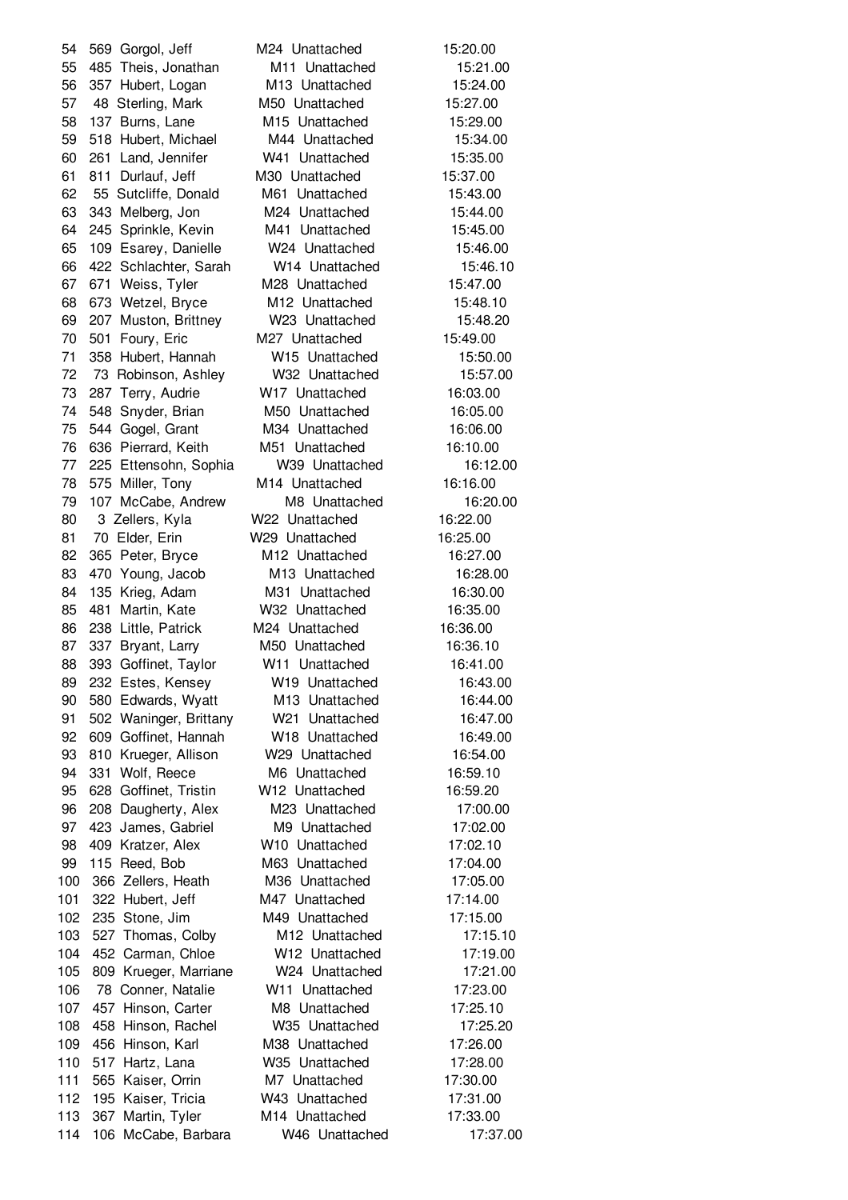| | | | | | |
|---|---|---|---|---|---|
| 54 | 569 | Gorgol, Jeff | M24 | Unattached | 15:20.00 |
| 55 | 485 | Theis, Jonathan | M11 | Unattached | 15:21.00 |
| 56 | 357 | Hubert, Logan | M13 | Unattached | 15:24.00 |
| 57 | 48 | Sterling, Mark | M50 | Unattached | 15:27.00 |
| 58 | 137 | Burns, Lane | M15 | Unattached | 15:29.00 |
| 59 | 518 | Hubert, Michael | M44 | Unattached | 15:34.00 |
| 60 | 261 | Land, Jennifer | W41 | Unattached | 15:35.00 |
| 61 | 811 | Durlauf, Jeff | M30 | Unattached | 15:37.00 |
| 62 | 55 | Sutcliffe, Donald | M61 | Unattached | 15:43.00 |
| 63 | 343 | Melberg, Jon | M24 | Unattached | 15:44.00 |
| 64 | 245 | Sprinkle, Kevin | M41 | Unattached | 15:45.00 |
| 65 | 109 | Esarey, Danielle | W24 | Unattached | 15:46.00 |
| 66 | 422 | Schlachter, Sarah | W14 | Unattached | 15:46.10 |
| 67 | 671 | Weiss, Tyler | M28 | Unattached | 15:47.00 |
| 68 | 673 | Wetzel, Bryce | M12 | Unattached | 15:48.10 |
| 69 | 207 | Muston, Brittney | W23 | Unattached | 15:48.20 |
| 70 | 501 | Foury, Eric | M27 | Unattached | 15:49.00 |
| 71 | 358 | Hubert, Hannah | W15 | Unattached | 15:50.00 |
| 72 | 73 | Robinson, Ashley | W32 | Unattached | 15:57.00 |
| 73 | 287 | Terry, Audrie | W17 | Unattached | 16:03.00 |
| 74 | 548 | Snyder, Brian | M50 | Unattached | 16:05.00 |
| 75 | 544 | Gogel, Grant | M34 | Unattached | 16:06.00 |
| 76 | 636 | Pierrard, Keith | M51 | Unattached | 16:10.00 |
| 77 | 225 | Ettensohn, Sophia | W39 | Unattached | 16:12.00 |
| 78 | 575 | Miller, Tony | M14 | Unattached | 16:16.00 |
| 79 | 107 | McCabe, Andrew | M8 | Unattached | 16:20.00 |
| 80 | 3 | Zellers, Kyla | W22 | Unattached | 16:22.00 |
| 81 | 70 | Elder, Erin | W29 | Unattached | 16:25.00 |
| 82 | 365 | Peter, Bryce | M12 | Unattached | 16:27.00 |
| 83 | 470 | Young, Jacob | M13 | Unattached | 16:28.00 |
| 84 | 135 | Krieg, Adam | M31 | Unattached | 16:30.00 |
| 85 | 481 | Martin, Kate | W32 | Unattached | 16:35.00 |
| 86 | 238 | Little, Patrick | M24 | Unattached | 16:36.00 |
| 87 | 337 | Bryant, Larry | M50 | Unattached | 16:36.10 |
| 88 | 393 | Goffinet, Taylor | W11 | Unattached | 16:41.00 |
| 89 | 232 | Estes, Kensey | W19 | Unattached | 16:43.00 |
| 90 | 580 | Edwards, Wyatt | M13 | Unattached | 16:44.00 |
| 91 | 502 | Waninger, Brittany | W21 | Unattached | 16:47.00 |
| 92 | 609 | Goffinet, Hannah | W18 | Unattached | 16:49.00 |
| 93 | 810 | Krueger, Allison | W29 | Unattached | 16:54.00 |
| 94 | 331 | Wolf, Reece | M6 | Unattached | 16:59.10 |
| 95 | 628 | Goffinet, Tristin | W12 | Unattached | 16:59.20 |
| 96 | 208 | Daugherty, Alex | M23 | Unattached | 17:00.00 |
| 97 | 423 | James, Gabriel | M9 | Unattached | 17:02.00 |
| 98 | 409 | Kratzer, Alex | W10 | Unattached | 17:02.10 |
| 99 | 115 | Reed, Bob | M63 | Unattached | 17:04.00 |
| 100 | 366 | Zellers, Heath | M36 | Unattached | 17:05.00 |
| 101 | 322 | Hubert, Jeff | M47 | Unattached | 17:14.00 |
| 102 | 235 | Stone, Jim | M49 | Unattached | 17:15.00 |
| 103 | 527 | Thomas, Colby | M12 | Unattached | 17:15.10 |
| 104 | 452 | Carman, Chloe | W12 | Unattached | 17:19.00 |
| 105 | 809 | Krueger, Marriane | W24 | Unattached | 17:21.00 |
| 106 | 78 | Conner, Natalie | W11 | Unattached | 17:23.00 |
| 107 | 457 | Hinson, Carter | M8 | Unattached | 17:25.10 |
| 108 | 458 | Hinson, Rachel | W35 | Unattached | 17:25.20 |
| 109 | 456 | Hinson, Karl | M38 | Unattached | 17:26.00 |
| 110 | 517 | Hartz, Lana | W35 | Unattached | 17:28.00 |
| 111 | 565 | Kaiser, Orrin | M7 | Unattached | 17:30.00 |
| 112 | 195 | Kaiser, Tricia | W43 | Unattached | 17:31.00 |
| 113 | 367 | Martin, Tyler | M14 | Unattached | 17:33.00 |
| 114 | 106 | McCabe, Barbara | W46 | Unattached | 17:37.00 |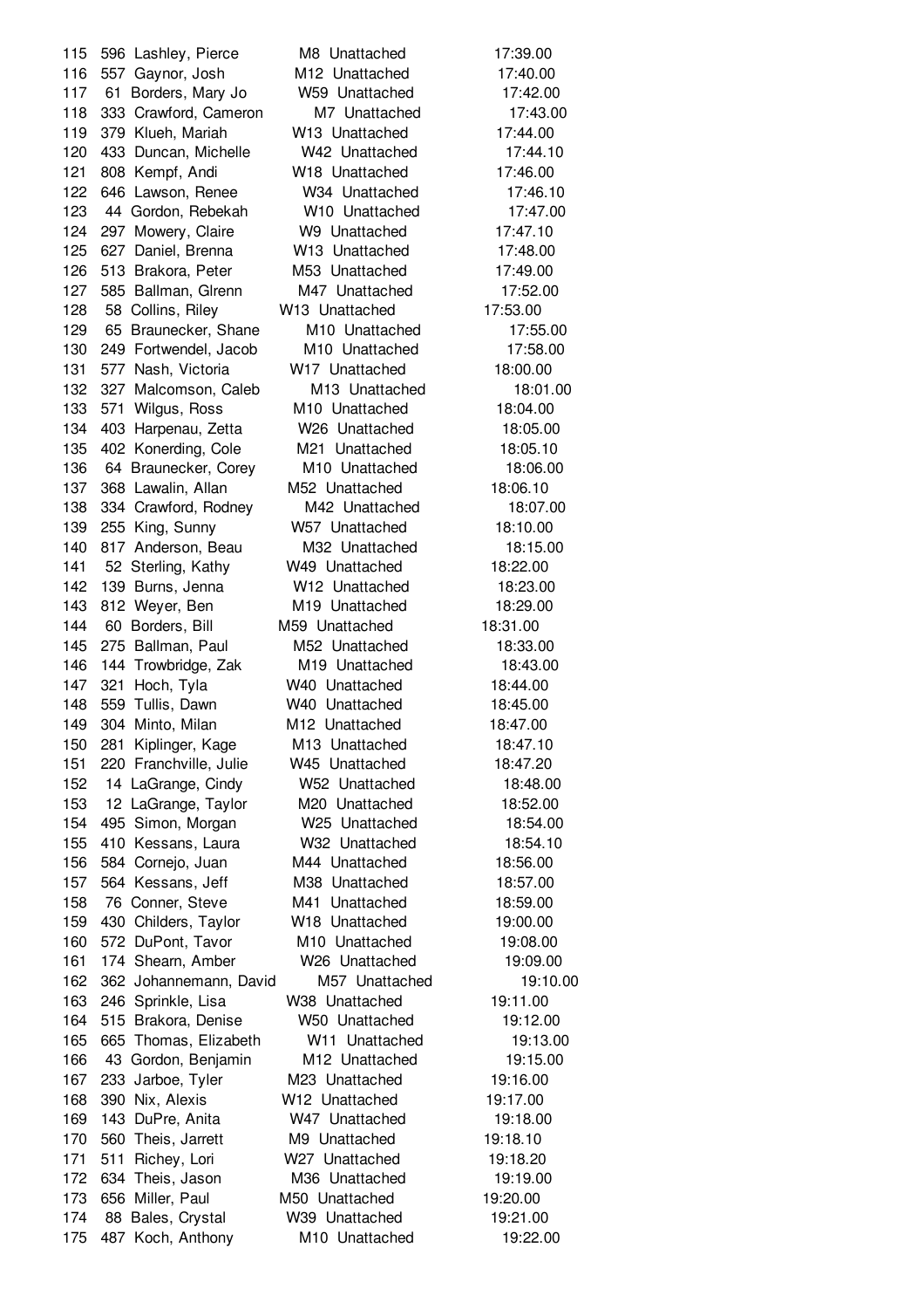| Place | Bib | Name | Age/Sex | Team | Time |
|---|---|---|---|---|---|
| 115 | 596 | Lashley, Pierce | M8 | Unattached | 17:39.00 |
| 116 | 557 | Gaynor, Josh | M12 | Unattached | 17:40.00 |
| 117 | 61 | Borders, Mary Jo | W59 | Unattached | 17:42.00 |
| 118 | 333 | Crawford, Cameron | M7 | Unattached | 17:43.00 |
| 119 | 379 | Klueh, Mariah | W13 | Unattached | 17:44.00 |
| 120 | 433 | Duncan, Michelle | W42 | Unattached | 17:44.10 |
| 121 | 808 | Kempf, Andi | W18 | Unattached | 17:46.00 |
| 122 | 646 | Lawson, Renee | W34 | Unattached | 17:46.10 |
| 123 | 44 | Gordon, Rebekah | W10 | Unattached | 17:47.00 |
| 124 | 297 | Mowery, Claire | W9 | Unattached | 17:47.10 |
| 125 | 627 | Daniel, Brenna | W13 | Unattached | 17:48.00 |
| 126 | 513 | Brakora, Peter | M53 | Unattached | 17:49.00 |
| 127 | 585 | Ballman, Glrenn | M47 | Unattached | 17:52.00 |
| 128 | 58 | Collins, Riley | W13 | Unattached | 17:53.00 |
| 129 | 65 | Braunecker, Shane | M10 | Unattached | 17:55.00 |
| 130 | 249 | Fortwendel, Jacob | M10 | Unattached | 17:58.00 |
| 131 | 577 | Nash, Victoria | W17 | Unattached | 18:00.00 |
| 132 | 327 | Malcomson, Caleb | M13 | Unattached | 18:01.00 |
| 133 | 571 | Wilgus, Ross | M10 | Unattached | 18:04.00 |
| 134 | 403 | Harpenau, Zetta | W26 | Unattached | 18:05.00 |
| 135 | 402 | Konerding, Cole | M21 | Unattached | 18:05.10 |
| 136 | 64 | Braunecker, Corey | M10 | Unattached | 18:06.00 |
| 137 | 368 | Lawalin, Allan | M52 | Unattached | 18:06.10 |
| 138 | 334 | Crawford, Rodney | M42 | Unattached | 18:07.00 |
| 139 | 255 | King, Sunny | W57 | Unattached | 18:10.00 |
| 140 | 817 | Anderson, Beau | M32 | Unattached | 18:15.00 |
| 141 | 52 | Sterling, Kathy | W49 | Unattached | 18:22.00 |
| 142 | 139 | Burns, Jenna | W12 | Unattached | 18:23.00 |
| 143 | 812 | Weyer, Ben | M19 | Unattached | 18:29.00 |
| 144 | 60 | Borders, Bill | M59 | Unattached | 18:31.00 |
| 145 | 275 | Ballman, Paul | M52 | Unattached | 18:33.00 |
| 146 | 144 | Trowbridge, Zak | M19 | Unattached | 18:43.00 |
| 147 | 321 | Hoch, Tyla | W40 | Unattached | 18:44.00 |
| 148 | 559 | Tullis, Dawn | W40 | Unattached | 18:45.00 |
| 149 | 304 | Minto, Milan | M12 | Unattached | 18:47.00 |
| 150 | 281 | Kiplinger, Kage | M13 | Unattached | 18:47.10 |
| 151 | 220 | Franchville, Julie | W45 | Unattached | 18:47.20 |
| 152 | 14 | LaGrange, Cindy | W52 | Unattached | 18:48.00 |
| 153 | 12 | LaGrange, Taylor | M20 | Unattached | 18:52.00 |
| 154 | 495 | Simon, Morgan | W25 | Unattached | 18:54.00 |
| 155 | 410 | Kessans, Laura | W32 | Unattached | 18:54.10 |
| 156 | 584 | Cornejo, Juan | M44 | Unattached | 18:56.00 |
| 157 | 564 | Kessans, Jeff | M38 | Unattached | 18:57.00 |
| 158 | 76 | Conner, Steve | M41 | Unattached | 18:59.00 |
| 159 | 430 | Childers, Taylor | W18 | Unattached | 19:00.00 |
| 160 | 572 | DuPont, Tavor | M10 | Unattached | 19:08.00 |
| 161 | 174 | Shearn, Amber | W26 | Unattached | 19:09.00 |
| 162 | 362 | Johannemann, David | M57 | Unattached | 19:10.00 |
| 163 | 246 | Sprinkle, Lisa | W38 | Unattached | 19:11.00 |
| 164 | 515 | Brakora, Denise | W50 | Unattached | 19:12.00 |
| 165 | 665 | Thomas, Elizabeth | W11 | Unattached | 19:13.00 |
| 166 | 43 | Gordon, Benjamin | M12 | Unattached | 19:15.00 |
| 167 | 233 | Jarboe, Tyler | M23 | Unattached | 19:16.00 |
| 168 | 390 | Nix, Alexis | W12 | Unattached | 19:17.00 |
| 169 | 143 | DuPre, Anita | W47 | Unattached | 19:18.00 |
| 170 | 560 | Theis, Jarrett | M9 | Unattached | 19:18.10 |
| 171 | 511 | Richey, Lori | W27 | Unattached | 19:18.20 |
| 172 | 634 | Theis, Jason | M36 | Unattached | 19:19.00 |
| 173 | 656 | Miller, Paul | M50 | Unattached | 19:20.00 |
| 174 | 88 | Bales, Crystal | W39 | Unattached | 19:21.00 |
| 175 | 487 | Koch, Anthony | M10 | Unattached | 19:22.00 |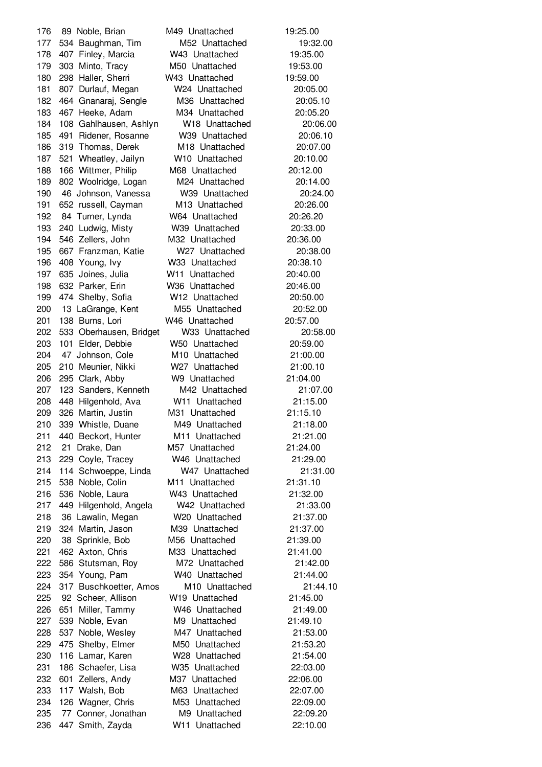| | | | | | |
|---|---|---|---|---|---|
| 176 | 89 | Noble, Brian | M49 | Unattached | 19:25.00 |
| 177 | 534 | Baughman, Tim | M52 | Unattached | 19:32.00 |
| 178 | 407 | Finley, Marcia | W43 | Unattached | 19:35.00 |
| 179 | 303 | Minto, Tracy | M50 | Unattached | 19:53.00 |
| 180 | 298 | Haller, Sherri | W43 | Unattached | 19:59.00 |
| 181 | 807 | Durlauf, Megan | W24 | Unattached | 20:05.00 |
| 182 | 464 | Gnanaraj, Sengle | M36 | Unattached | 20:05.10 |
| 183 | 467 | Heeke, Adam | M34 | Unattached | 20:05.20 |
| 184 | 108 | Gahlhausen, Ashlyn | W18 | Unattached | 20:06.00 |
| 185 | 491 | Ridener, Rosanne | W39 | Unattached | 20:06.10 |
| 186 | 319 | Thomas, Derek | M18 | Unattached | 20:07.00 |
| 187 | 521 | Wheatley, Jailyn | W10 | Unattached | 20:10.00 |
| 188 | 166 | Wittmer, Philip | M68 | Unattached | 20:12.00 |
| 189 | 802 | Woolridge, Logan | M24 | Unattached | 20:14.00 |
| 190 | 46 | Johnson, Vanessa | W39 | Unattached | 20:24.00 |
| 191 | 652 | russell, Cayman | M13 | Unattached | 20:26.00 |
| 192 | 84 | Turner, Lynda | W64 | Unattached | 20:26.20 |
| 193 | 240 | Ludwig, Misty | W39 | Unattached | 20:33.00 |
| 194 | 546 | Zellers, John | M32 | Unattached | 20:36.00 |
| 195 | 667 | Franzman, Katie | W27 | Unattached | 20:38.00 |
| 196 | 408 | Young, Ivy | W33 | Unattached | 20:38.10 |
| 197 | 635 | Joines, Julia | W11 | Unattached | 20:40.00 |
| 198 | 632 | Parker, Erin | W36 | Unattached | 20:46.00 |
| 199 | 474 | Shelby, Sofia | W12 | Unattached | 20:50.00 |
| 200 | 13 | LaGrange, Kent | M55 | Unattached | 20:52.00 |
| 201 | 138 | Burns, Lori | W46 | Unattached | 20:57.00 |
| 202 | 533 | Oberhausen, Bridget | W33 | Unattached | 20:58.00 |
| 203 | 101 | Elder, Debbie | W50 | Unattached | 20:59.00 |
| 204 | 47 | Johnson, Cole | M10 | Unattached | 21:00.00 |
| 205 | 210 | Meunier, Nikki | W27 | Unattached | 21:00.10 |
| 206 | 295 | Clark, Abby | W9 | Unattached | 21:04.00 |
| 207 | 123 | Sanders, Kenneth | M42 | Unattached | 21:07.00 |
| 208 | 448 | Hilgenhold, Ava | W11 | Unattached | 21:15.00 |
| 209 | 326 | Martin, Justin | M31 | Unattached | 21:15.10 |
| 210 | 339 | Whistle, Duane | M49 | Unattached | 21:18.00 |
| 211 | 440 | Beckort, Hunter | M11 | Unattached | 21:21.00 |
| 212 | 21 | Drake, Dan | M57 | Unattached | 21:24.00 |
| 213 | 229 | Coyle, Tracey | W46 | Unattached | 21:29.00 |
| 214 | 114 | Schwoeppe, Linda | W47 | Unattached | 21:31.00 |
| 215 | 538 | Noble, Colin | M11 | Unattached | 21:31.10 |
| 216 | 536 | Noble, Laura | W43 | Unattached | 21:32.00 |
| 217 | 449 | Hilgenhold, Angela | W42 | Unattached | 21:33.00 |
| 218 | 36 | Lawalin, Megan | W20 | Unattached | 21:37.00 |
| 219 | 324 | Martin, Jason | M39 | Unattached | 21:37.00 |
| 220 | 38 | Sprinkle, Bob | M56 | Unattached | 21:39.00 |
| 221 | 462 | Axton, Chris | M33 | Unattached | 21:41.00 |
| 222 | 586 | Stutsman, Roy | M72 | Unattached | 21:42.00 |
| 223 | 354 | Young, Pam | W40 | Unattached | 21:44.00 |
| 224 | 317 | Buschkoetter, Amos | M10 | Unattached | 21:44.10 |
| 225 | 92 | Scheer, Allison | W19 | Unattached | 21:45.00 |
| 226 | 651 | Miller, Tammy | W46 | Unattached | 21:49.00 |
| 227 | 539 | Noble, Evan | M9 | Unattached | 21:49.10 |
| 228 | 537 | Noble, Wesley | M47 | Unattached | 21:53.00 |
| 229 | 475 | Shelby, Elmer | M50 | Unattached | 21:53.20 |
| 230 | 116 | Lamar, Karen | W28 | Unattached | 21:54.00 |
| 231 | 186 | Schaefer, Lisa | W35 | Unattached | 22:03.00 |
| 232 | 601 | Zellers, Andy | M37 | Unattached | 22:06.00 |
| 233 | 117 | Walsh, Bob | M63 | Unattached | 22:07.00 |
| 234 | 126 | Wagner, Chris | M53 | Unattached | 22:09.00 |
| 235 | 77 | Conner, Jonathan | M9 | Unattached | 22:09.20 |
| 236 | 447 | Smith, Zayda | W11 | Unattached | 22:10.00 |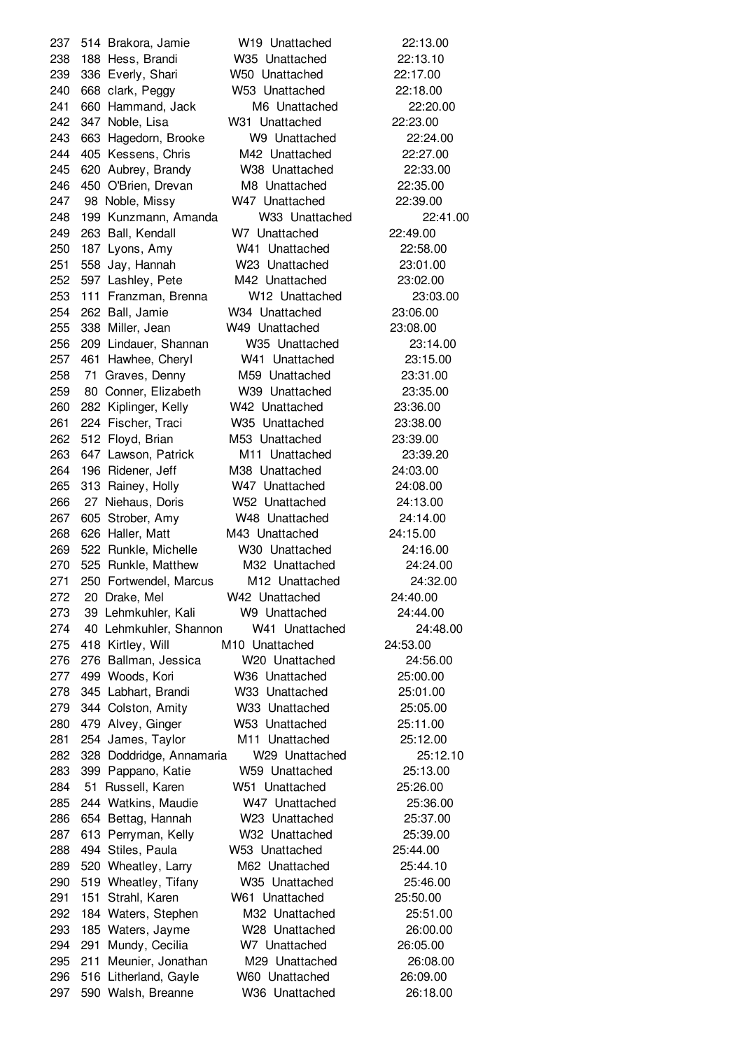| | | | | | |
|---|---|---|---|---|---|
| 237 | 514 | Brakora, Jamie | W19 | Unattached | 22:13.00 |
| 238 | 188 | Hess, Brandi | W35 | Unattached | 22:13.10 |
| 239 | 336 | Everly, Shari | W50 | Unattached | 22:17.00 |
| 240 | 668 | clark, Peggy | W53 | Unattached | 22:18.00 |
| 241 | 660 | Hammand, Jack | M6 | Unattached | 22:20.00 |
| 242 | 347 | Noble, Lisa | W31 | Unattached | 22:23.00 |
| 243 | 663 | Hagedorn, Brooke | W9 | Unattached | 22:24.00 |
| 244 | 405 | Kessens, Chris | M42 | Unattached | 22:27.00 |
| 245 | 620 | Aubrey, Brandy | W38 | Unattached | 22:33.00 |
| 246 | 450 | O'Brien, Drevan | M8 | Unattached | 22:35.00 |
| 247 | 98 | Noble, Missy | W47 | Unattached | 22:39.00 |
| 248 | 199 | Kunzmann, Amanda | W33 | Unattached | 22:41.00 |
| 249 | 263 | Ball, Kendall | W7 | Unattached | 22:49.00 |
| 250 | 187 | Lyons, Amy | W41 | Unattached | 22:58.00 |
| 251 | 558 | Jay, Hannah | W23 | Unattached | 23:01.00 |
| 252 | 597 | Lashley, Pete | M42 | Unattached | 23:02.00 |
| 253 | 111 | Franzman, Brenna | W12 | Unattached | 23:03.00 |
| 254 | 262 | Ball, Jamie | W34 | Unattached | 23:06.00 |
| 255 | 338 | Miller, Jean | W49 | Unattached | 23:08.00 |
| 256 | 209 | Lindauer, Shannan | W35 | Unattached | 23:14.00 |
| 257 | 461 | Hawhee, Cheryl | W41 | Unattached | 23:15.00 |
| 258 | 71 | Graves, Denny | M59 | Unattached | 23:31.00 |
| 259 | 80 | Conner, Elizabeth | W39 | Unattached | 23:35.00 |
| 260 | 282 | Kiplinger, Kelly | W42 | Unattached | 23:36.00 |
| 261 | 224 | Fischer, Traci | W35 | Unattached | 23:38.00 |
| 262 | 512 | Floyd, Brian | M53 | Unattached | 23:39.00 |
| 263 | 647 | Lawson, Patrick | M11 | Unattached | 23:39.20 |
| 264 | 196 | Ridener, Jeff | M38 | Unattached | 24:03.00 |
| 265 | 313 | Rainey, Holly | W47 | Unattached | 24:08.00 |
| 266 | 27 | Niehaus, Doris | W52 | Unattached | 24:13.00 |
| 267 | 605 | Strober, Amy | W48 | Unattached | 24:14.00 |
| 268 | 626 | Haller, Matt | M43 | Unattached | 24:15.00 |
| 269 | 522 | Runkle, Michelle | W30 | Unattached | 24:16.00 |
| 270 | 525 | Runkle, Matthew | M32 | Unattached | 24:24.00 |
| 271 | 250 | Fortwendel, Marcus | M12 | Unattached | 24:32.00 |
| 272 | 20 | Drake, Mel | W42 | Unattached | 24:40.00 |
| 273 | 39 | Lehmkuhler, Kali | W9 | Unattached | 24:44.00 |
| 274 | 40 | Lehmkuhler, Shannon | W41 | Unattached | 24:48.00 |
| 275 | 418 | Kirtley, Will | M10 | Unattached | 24:53.00 |
| 276 | 276 | Ballman, Jessica | W20 | Unattached | 24:56.00 |
| 277 | 499 | Woods, Kori | W36 | Unattached | 25:00.00 |
| 278 | 345 | Labhart, Brandi | W33 | Unattached | 25:01.00 |
| 279 | 344 | Colston, Amity | W33 | Unattached | 25:05.00 |
| 280 | 479 | Alvey, Ginger | W53 | Unattached | 25:11.00 |
| 281 | 254 | James, Taylor | M11 | Unattached | 25:12.00 |
| 282 | 328 | Doddridge, Annamaria | W29 | Unattached | 25:12.10 |
| 283 | 399 | Pappano, Katie | W59 | Unattached | 25:13.00 |
| 284 | 51 | Russell, Karen | W51 | Unattached | 25:26.00 |
| 285 | 244 | Watkins, Maudie | W47 | Unattached | 25:36.00 |
| 286 | 654 | Bettag, Hannah | W23 | Unattached | 25:37.00 |
| 287 | 613 | Perryman, Kelly | W32 | Unattached | 25:39.00 |
| 288 | 494 | Stiles, Paula | W53 | Unattached | 25:44.00 |
| 289 | 520 | Wheatley, Larry | M62 | Unattached | 25:44.10 |
| 290 | 519 | Wheatley, Tifany | W35 | Unattached | 25:46.00 |
| 291 | 151 | Strahl, Karen | W61 | Unattached | 25:50.00 |
| 292 | 184 | Waters, Stephen | M32 | Unattached | 25:51.00 |
| 293 | 185 | Waters, Jayme | W28 | Unattached | 26:00.00 |
| 294 | 291 | Mundy, Cecilia | W7 | Unattached | 26:05.00 |
| 295 | 211 | Meunier, Jonathan | M29 | Unattached | 26:08.00 |
| 296 | 516 | Litherland, Gayle | W60 | Unattached | 26:09.00 |
| 297 | 590 | Walsh, Breanne | W36 | Unattached | 26:18.00 |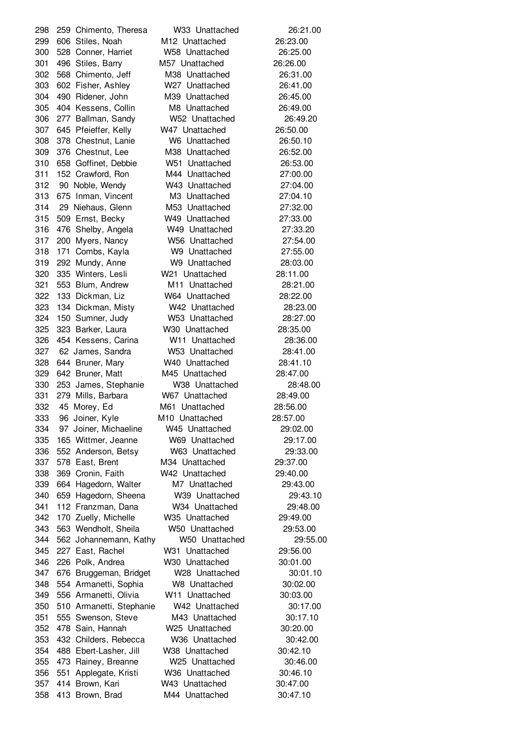| Place | Bib | Name | Div | Team | Time |
|---|---|---|---|---|---|
| 298 | 259 | Chimento, Theresa | W33 | Unattached | 26:21.00 |
| 299 | 606 | Stiles, Noah | M12 | Unattached | 26:23.00 |
| 300 | 528 | Conner, Harriet | W58 | Unattached | 26:25.00 |
| 301 | 496 | Stiles, Barry | M57 | Unattached | 26:26.00 |
| 302 | 568 | Chimento, Jeff | M38 | Unattached | 26:31.00 |
| 303 | 602 | Fisher, Ashley | W27 | Unattached | 26:41.00 |
| 304 | 490 | Ridener, John | M39 | Unattached | 26:45.00 |
| 305 | 404 | Kessens, Collin | M8 | Unattached | 26:49.00 |
| 306 | 277 | Ballman, Sandy | W52 | Unattached | 26:49.20 |
| 307 | 645 | Pfeieffer, Kelly | W47 | Unattached | 26:50.00 |
| 308 | 378 | Chestnut, Lanie | W6 | Unattached | 26:50.10 |
| 309 | 376 | Chestnut, Lee | M38 | Unattached | 26:52.00 |
| 310 | 658 | Goffinet, Debbie | W51 | Unattached | 26:53.00 |
| 311 | 152 | Crawford, Ron | M44 | Unattached | 27:00.00 |
| 312 | 90 | Noble, Wendy | W43 | Unattached | 27:04.00 |
| 313 | 675 | Inman, Vincent | M3 | Unattached | 27:04.10 |
| 314 | 29 | Niehaus, Glenn | M53 | Unattached | 27:32.00 |
| 315 | 509 | Ernst, Becky | W49 | Unattached | 27:33.00 |
| 316 | 476 | Shelby, Angela | W49 | Unattached | 27:33.20 |
| 317 | 200 | Myers, Nancy | W56 | Unattached | 27:54.00 |
| 318 | 171 | Combs, Kayla | W9 | Unattached | 27:55.00 |
| 319 | 292 | Mundy, Anne | W9 | Unattached | 28:03.00 |
| 320 | 335 | Winters, Lesli | W21 | Unattached | 28:11.00 |
| 321 | 553 | Blum, Andrew | M11 | Unattached | 28:21.00 |
| 322 | 133 | Dickman, Liz | W64 | Unattached | 28:22.00 |
| 323 | 134 | Dickman, Misty | W42 | Unattached | 28:23.00 |
| 324 | 150 | Sumner, Judy | W53 | Unattached | 28:27.00 |
| 325 | 323 | Barker, Laura | W30 | Unattached | 28:35.00 |
| 326 | 454 | Kessens, Carina | W11 | Unattached | 28:36.00 |
| 327 | 62 | James, Sandra | W53 | Unattached | 28:41.00 |
| 328 | 644 | Bruner, Mary | W40 | Unattached | 28:41.10 |
| 329 | 642 | Bruner, Matt | M45 | Unattached | 28:47.00 |
| 330 | 253 | James, Stephanie | W38 | Unattached | 28:48.00 |
| 331 | 279 | Mills, Barbara | W67 | Unattached | 28:49.00 |
| 332 | 45 | Morey, Ed | M61 | Unattached | 28:56.00 |
| 333 | 96 | Joiner, Kyle | M10 | Unattached | 28:57.00 |
| 334 | 97 | Joiner, Michaeline | W45 | Unattached | 29:02.00 |
| 335 | 165 | Wittmer, Jeanne | W69 | Unattached | 29:17.00 |
| 336 | 552 | Anderson, Betsy | W63 | Unattached | 29:33.00 |
| 337 | 578 | East, Brent | M34 | Unattached | 29:37.00 |
| 338 | 369 | Cronin, Faith | W42 | Unattached | 29:40.00 |
| 339 | 664 | Hagedorn, Walter | M7 | Unattached | 29:43.00 |
| 340 | 659 | Hagedorn, Sheena | W39 | Unattached | 29:43.10 |
| 341 | 112 | Franzman, Dana | W34 | Unattached | 29:48.00 |
| 342 | 170 | Zuelly, Michelle | W35 | Unattached | 29:49.00 |
| 343 | 563 | Wendholt, Sheila | W50 | Unattached | 29:53.00 |
| 344 | 562 | Johannemann, Kathy | W50 | Unattached | 29:55.00 |
| 345 | 227 | East, Rachel | W31 | Unattached | 29:56.00 |
| 346 | 226 | Polk, Andrea | W30 | Unattached | 30:01.00 |
| 347 | 676 | Bruggeman, Bridget | W28 | Unattached | 30:01.10 |
| 348 | 554 | Armanetti, Sophia | W8 | Unattached | 30:02.00 |
| 349 | 556 | Armanetti, Olivia | W11 | Unattached | 30:03.00 |
| 350 | 510 | Armanetti, Stephanie | W42 | Unattached | 30:17.00 |
| 351 | 555 | Swenson, Steve | M43 | Unattached | 30:17.10 |
| 352 | 478 | Sain, Hannah | W25 | Unattached | 30:20.00 |
| 353 | 432 | Childers, Rebecca | W36 | Unattached | 30:42.00 |
| 354 | 488 | Ebert-Lasher, Jill | W38 | Unattached | 30:42.10 |
| 355 | 473 | Rainey, Breanne | W25 | Unattached | 30:46.00 |
| 356 | 551 | Applegate, Kristi | W36 | Unattached | 30:46.10 |
| 357 | 414 | Brown, Kari | W43 | Unattached | 30:47.00 |
| 358 | 413 | Brown, Brad | M44 | Unattached | 30:47.10 |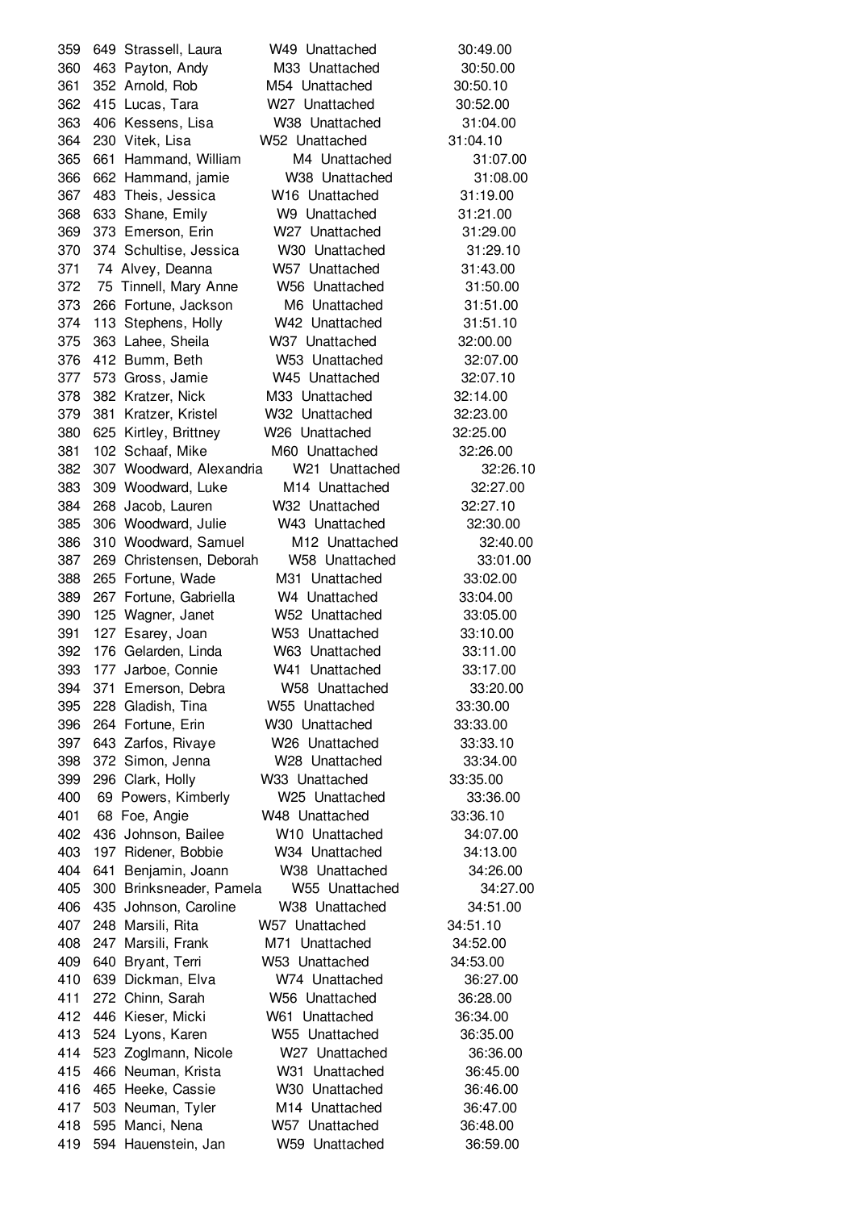| Place | Bib | Name | Div | Club | Time |
|---|---|---|---|---|---|
| 359 | 649 | Strassell, Laura | W49 | Unattached | 30:49.00 |
| 360 | 463 | Payton, Andy | M33 | Unattached | 30:50.00 |
| 361 | 352 | Arnold, Rob | M54 | Unattached | 30:50.10 |
| 362 | 415 | Lucas, Tara | W27 | Unattached | 30:52.00 |
| 363 | 406 | Kessens, Lisa | W38 | Unattached | 31:04.00 |
| 364 | 230 | Vitek, Lisa | W52 | Unattached | 31:04.10 |
| 365 | 661 | Hammand, William | M4 | Unattached | 31:07.00 |
| 366 | 662 | Hammand, jamie | W38 | Unattached | 31:08.00 |
| 367 | 483 | Theis, Jessica | W16 | Unattached | 31:19.00 |
| 368 | 633 | Shane, Emily | W9 | Unattached | 31:21.00 |
| 369 | 373 | Emerson, Erin | W27 | Unattached | 31:29.00 |
| 370 | 374 | Schultise, Jessica | W30 | Unattached | 31:29.10 |
| 371 | 74 | Alvey, Deanna | W57 | Unattached | 31:43.00 |
| 372 | 75 | Tinnell, Mary Anne | W56 | Unattached | 31:50.00 |
| 373 | 266 | Fortune, Jackson | M6 | Unattached | 31:51.00 |
| 374 | 113 | Stephens, Holly | W42 | Unattached | 31:51.10 |
| 375 | 363 | Lahee, Sheila | W37 | Unattached | 32:00.00 |
| 376 | 412 | Bumm, Beth | W53 | Unattached | 32:07.00 |
| 377 | 573 | Gross, Jamie | W45 | Unattached | 32:07.10 |
| 378 | 382 | Kratzer, Nick | M33 | Unattached | 32:14.00 |
| 379 | 381 | Kratzer, Kristel | W32 | Unattached | 32:23.00 |
| 380 | 625 | Kirtley, Brittney | W26 | Unattached | 32:25.00 |
| 381 | 102 | Schaaf, Mike | M60 | Unattached | 32:26.00 |
| 382 | 307 | Woodward, Alexandria | W21 | Unattached | 32:26.10 |
| 383 | 309 | Woodward, Luke | M14 | Unattached | 32:27.00 |
| 384 | 268 | Jacob, Lauren | W32 | Unattached | 32:27.10 |
| 385 | 306 | Woodward, Julie | W43 | Unattached | 32:30.00 |
| 386 | 310 | Woodward, Samuel | M12 | Unattached | 32:40.00 |
| 387 | 269 | Christensen, Deborah | W58 | Unattached | 33:01.00 |
| 388 | 265 | Fortune, Wade | M31 | Unattached | 33:02.00 |
| 389 | 267 | Fortune, Gabriella | W4 | Unattached | 33:04.00 |
| 390 | 125 | Wagner, Janet | W52 | Unattached | 33:05.00 |
| 391 | 127 | Esarey, Joan | W53 | Unattached | 33:10.00 |
| 392 | 176 | Gelarden, Linda | W63 | Unattached | 33:11.00 |
| 393 | 177 | Jarboe, Connie | W41 | Unattached | 33:17.00 |
| 394 | 371 | Emerson, Debra | W58 | Unattached | 33:20.00 |
| 395 | 228 | Gladish, Tina | W55 | Unattached | 33:30.00 |
| 396 | 264 | Fortune, Erin | W30 | Unattached | 33:33.00 |
| 397 | 643 | Zarfos, Rivaye | W26 | Unattached | 33:33.10 |
| 398 | 372 | Simon, Jenna | W28 | Unattached | 33:34.00 |
| 399 | 296 | Clark, Holly | W33 | Unattached | 33:35.00 |
| 400 | 69 | Powers, Kimberly | W25 | Unattached | 33:36.00 |
| 401 | 68 | Foe, Angie | W48 | Unattached | 33:36.10 |
| 402 | 436 | Johnson, Bailee | W10 | Unattached | 34:07.00 |
| 403 | 197 | Ridener, Bobbie | W34 | Unattached | 34:13.00 |
| 404 | 641 | Benjamin, Joann | W38 | Unattached | 34:26.00 |
| 405 | 300 | Brinksneader, Pamela | W55 | Unattached | 34:27.00 |
| 406 | 435 | Johnson, Caroline | W38 | Unattached | 34:51.00 |
| 407 | 248 | Marsili, Rita | W57 | Unattached | 34:51.10 |
| 408 | 247 | Marsili, Frank | M71 | Unattached | 34:52.00 |
| 409 | 640 | Bryant, Terri | W53 | Unattached | 34:53.00 |
| 410 | 639 | Dickman, Elva | W74 | Unattached | 36:27.00 |
| 411 | 272 | Chinn, Sarah | W56 | Unattached | 36:28.00 |
| 412 | 446 | Kieser, Micki | W61 | Unattached | 36:34.00 |
| 413 | 524 | Lyons, Karen | W55 | Unattached | 36:35.00 |
| 414 | 523 | Zoglmann, Nicole | W27 | Unattached | 36:36.00 |
| 415 | 466 | Neuman, Krista | W31 | Unattached | 36:45.00 |
| 416 | 465 | Heeke, Cassie | W30 | Unattached | 36:46.00 |
| 417 | 503 | Neuman, Tyler | M14 | Unattached | 36:47.00 |
| 418 | 595 | Manci, Nena | W57 | Unattached | 36:48.00 |
| 419 | 594 | Hauenstein, Jan | W59 | Unattached | 36:59.00 |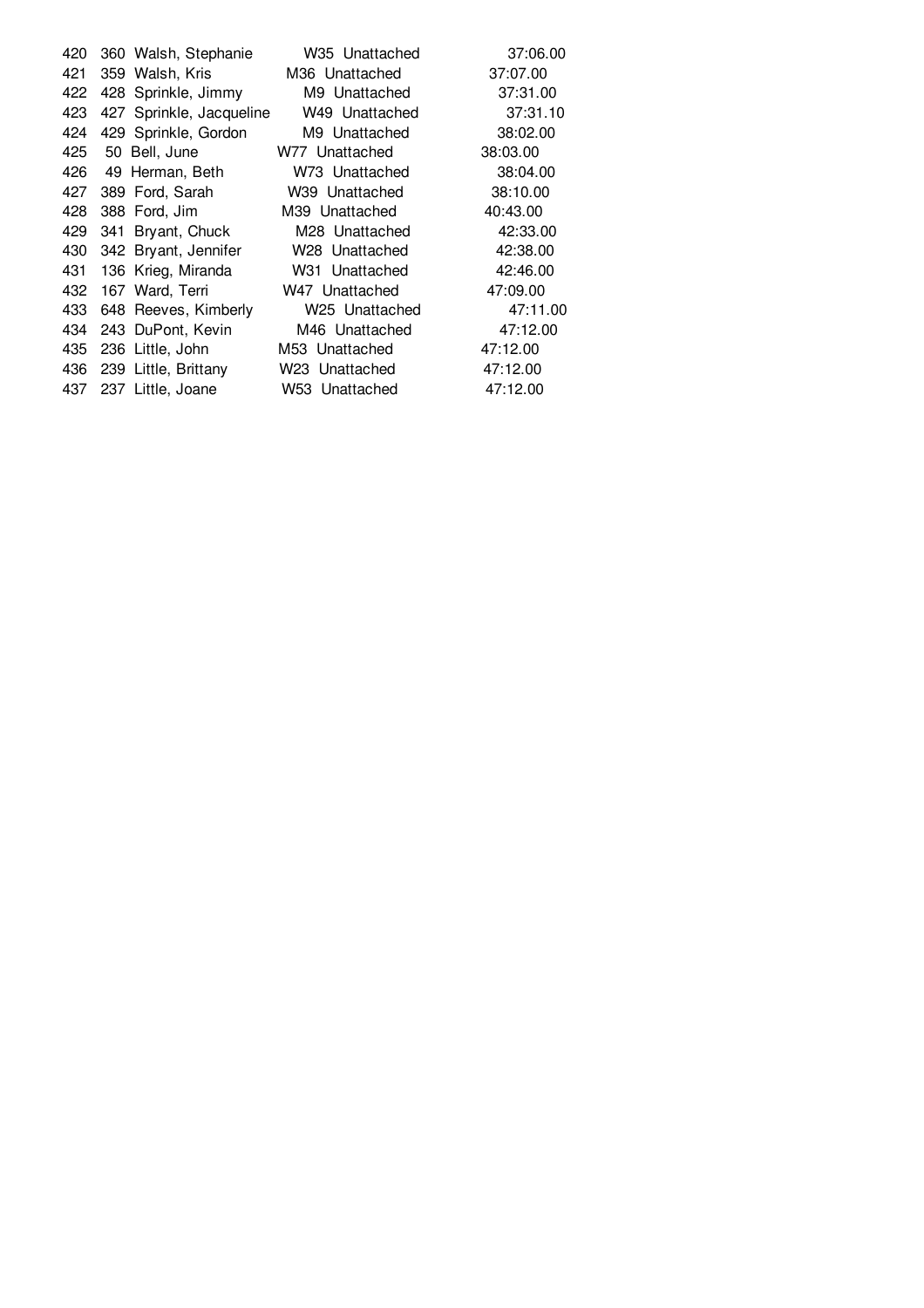| | | | | | |
|---|---|---|---|---|---|
| 420 | 360 | Walsh, Stephanie | W35 | Unattached | 37:06.00 |
| 421 | 359 | Walsh, Kris | M36 | Unattached | 37:07.00 |
| 422 | 428 | Sprinkle, Jimmy | M9 | Unattached | 37:31.00 |
| 423 | 427 | Sprinkle, Jacqueline | W49 | Unattached | 37:31.10 |
| 424 | 429 | Sprinkle, Gordon | M9 | Unattached | 38:02.00 |
| 425 | 50 | Bell, June | W77 | Unattached | 38:03.00 |
| 426 | 49 | Herman, Beth | W73 | Unattached | 38:04.00 |
| 427 | 389 | Ford, Sarah | W39 | Unattached | 38:10.00 |
| 428 | 388 | Ford, Jim | M39 | Unattached | 40:43.00 |
| 429 | 341 | Bryant, Chuck | M28 | Unattached | 42:33.00 |
| 430 | 342 | Bryant, Jennifer | W28 | Unattached | 42:38.00 |
| 431 | 136 | Krieg, Miranda | W31 | Unattached | 42:46.00 |
| 432 | 167 | Ward, Terri | W47 | Unattached | 47:09.00 |
| 433 | 648 | Reeves, Kimberly | W25 | Unattached | 47:11.00 |
| 434 | 243 | DuPont, Kevin | M46 | Unattached | 47:12.00 |
| 435 | 236 | Little, John | M53 | Unattached | 47:12.00 |
| 436 | 239 | Little, Brittany | W23 | Unattached | 47:12.00 |
| 437 | 237 | Little, Joane | W53 | Unattached | 47:12.00 |